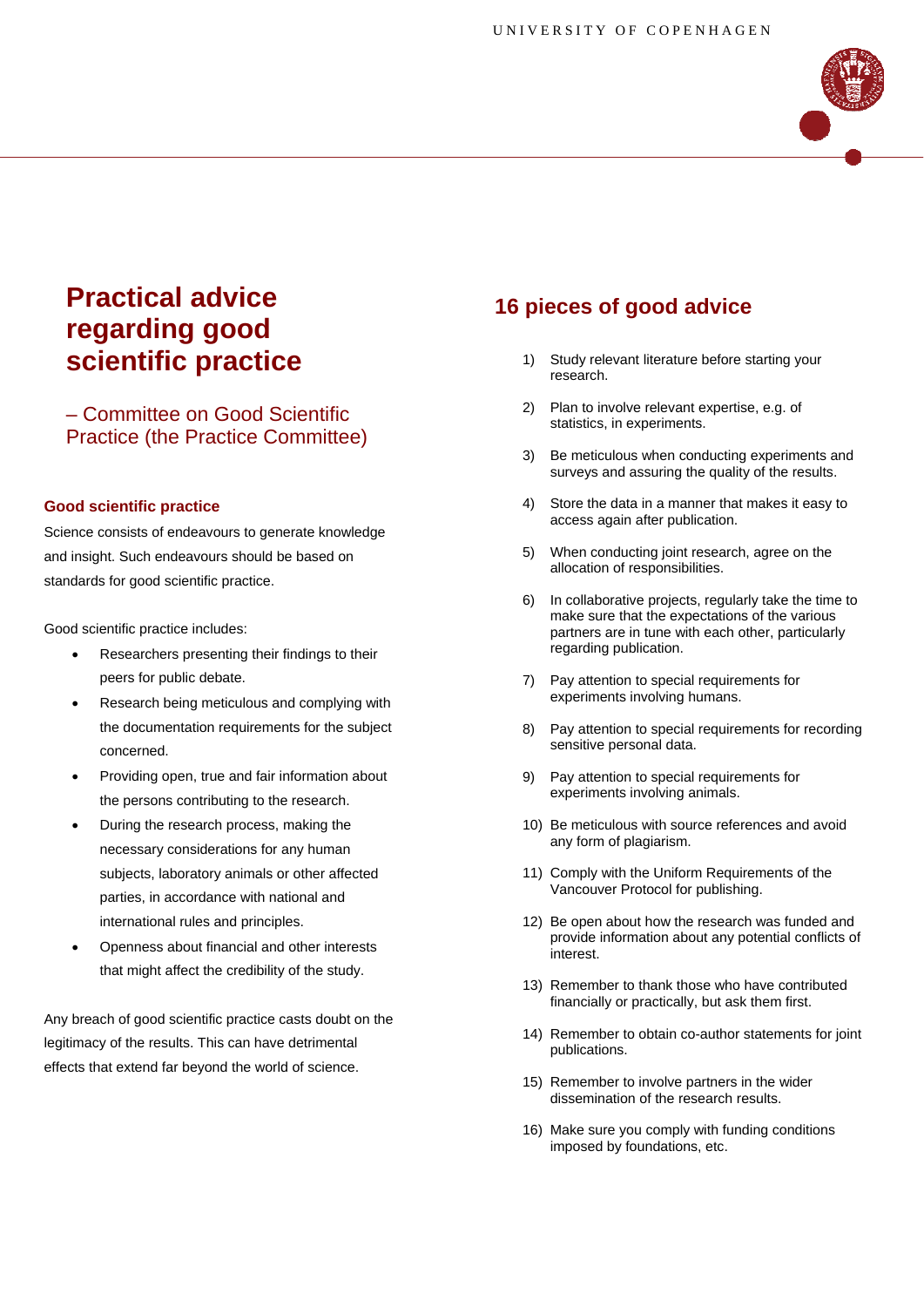# Practical advice regarding good scientific practice

## – Committee on Good Scientific Practice (the Practice Committee)

### Good scientific practice

Science consists of endeavours to generate knowledge and insight. Such endeavours should be based on standards for good scientific practice.

Good scientific practice includes:

- Researchers presenting their findings to their peers for public debate.
- Research being meticulous and complying with the documentation requirements for the subject concerned.
- Providing open, true and fair information about the persons contributing to the research.
- During the research process, making the necessary considerations for any human subjects, laboratory animals or other affected parties, in accordance with national and international rules and principles.
- Openness about financial and other interests that might affect the credibility of the study.

Any breach of good scientific practice casts doubt on the legitimacy of the results. This can have detrimental effects that extend far beyond the world of science.

## 16 pieces of good advice

1) Study relevant literature before starting your research.
2) Plan to involve relevant expertise, e.g. of statistics, in experiments.
3) Be meticulous when conducting experiments and surveys and assuring the quality of the results.
4) Store the data in a manner that makes it easy to access again after publication.
5) When conducting joint research, agree on the allocation of responsibilities.
6) In collaborative projects, regularly take the time to make sure that the expectations of the various partners are in tune with each other, particularly regarding publication.
7) Pay attention to special requirements for experiments involving humans.
8) Pay attention to special requirements for recording sensitive personal data.
9) Pay attention to special requirements for experiments involving animals.
10) Be meticulous with source references and avoid any form of plagiarism.
11) Comply with the Uniform Requirements of the Vancouver Protocol for publishing.
12) Be open about how the research was funded and provide information about any potential conflicts of interest.
13) Remember to thank those who have contributed financially or practically, but ask them first.
14) Remember to obtain co-author statements for joint publications.
15) Remember to involve partners in the wider dissemination of the research results.
16) Make sure you comply with funding conditions imposed by foundations, etc.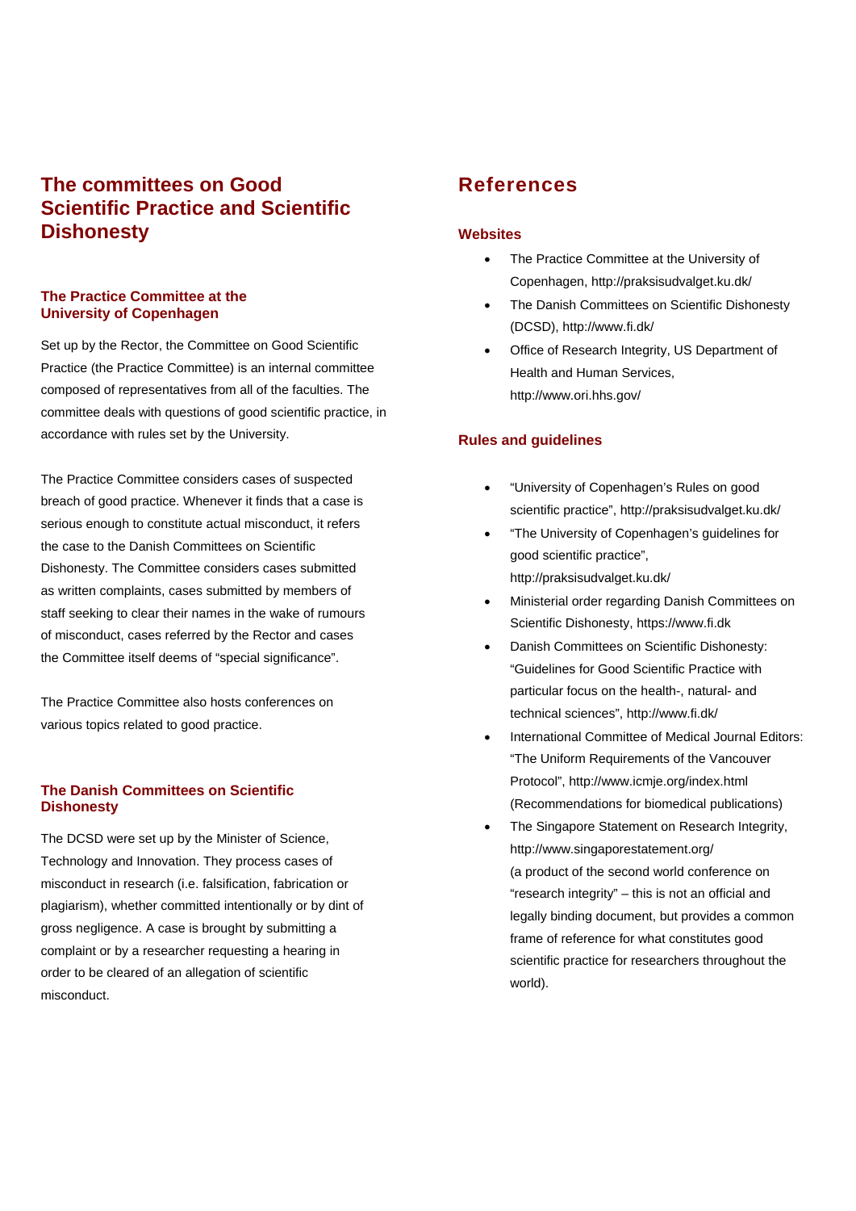## The committees on Good Scientific Practice and Scientific Dishonesty

### The Practice Committee at the University of Copenhagen

Set up by the Rector, the Committee on Good Scientific Practice (the Practice Committee) is an internal committee composed of representatives from all of the faculties. The committee deals with questions of good scientific practice, in accordance with rules set by the University.

The Practice Committee considers cases of suspected breach of good practice. Whenever it finds that a case is serious enough to constitute actual misconduct, it refers the case to the Danish Committees on Scientific Dishonesty. The Committee considers cases submitted as written complaints, cases submitted by members of staff seeking to clear their names in the wake of rumours of misconduct, cases referred by the Rector and cases the Committee itself deems of "special significance".

The Practice Committee also hosts conferences on various topics related to good practice.

### The Danish Committees on Scientific Dishonesty

The DCSD were set up by the Minister of Science, Technology and Innovation. They process cases of misconduct in research (i.e. falsification, fabrication or plagiarism), whether committed intentionally or by dint of gross negligence. A case is brought by submitting a complaint or by a researcher requesting a hearing in order to be cleared of an allegation of scientific misconduct.

## References

### Websites

- The Practice Committee at the University of Copenhagen, http://praksisudvalget.ku.dk/
- The Danish Committees on Scientific Dishonesty (DCSD), http://www.fi.dk/
- Office of Research Integrity, US Department of Health and Human Services, http://www.ori.hhs.gov/

### Rules and guidelines

- "University of Copenhagen's Rules on good scientific practice", http://praksisudvalget.ku.dk/
- "The University of Copenhagen's guidelines for good scientific practice", http://praksisudvalget.ku.dk/
- Ministerial order regarding Danish Committees on Scientific Dishonesty, https://www.fi.dk
- Danish Committees on Scientific Dishonesty: "Guidelines for Good Scientific Practice with particular focus on the health-, natural- and technical sciences", http://www.fi.dk/
- International Committee of Medical Journal Editors: "The Uniform Requirements of the Vancouver Protocol", http://www.icmje.org/index.html (Recommendations for biomedical publications)
- The Singapore Statement on Research Integrity, http://www.singaporestatement.org/ (a product of the second world conference on "research integrity" – this is not an official and legally binding document, but provides a common frame of reference for what constitutes good scientific practice for researchers throughout the world).